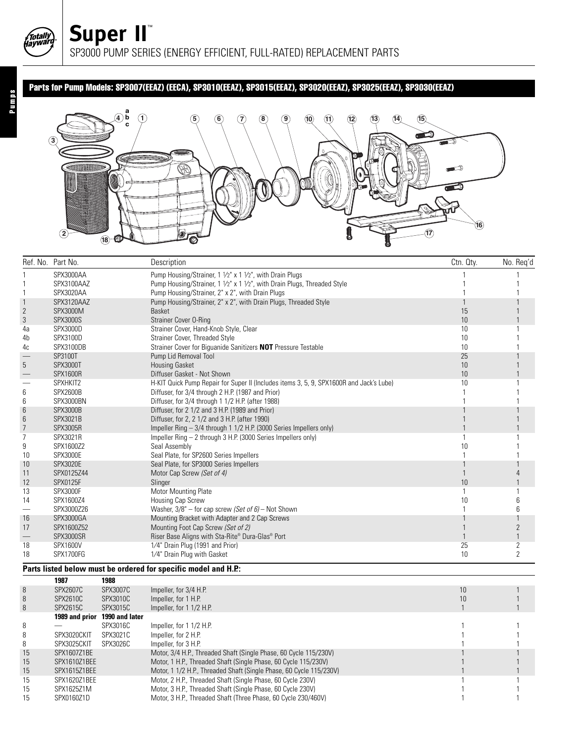# Super II™

## SP3000 PUMP SERIES (ENERGY EFFICIENT, FULL-RATED) REPLACEMENT PARTS

### Parts for Pump Models: SP3007(EEAZ) (EECA), SP3010(EEAZ), SP3015(EEAZ), SP3020(EEAZ), SP3025(EEAZ), SP3030(EEAZ)

| Ref. No. | Part No. | Description | Ctn. Qty. | No. Req'd |
|---|---|---|---|---|
| 1 | SPX3000AA | Pump Housing/Strainer, 1 ½" x 1 ½", with Drain Plugs | 1 | 1 |
| 1 | SPX3100AAZ | Pump Housing/Strainer, 1 ½" x 1 ½", with Drain Plugs, Threaded Style | 1 | 1 |
| 1 | SPX3020AA | Pump Housing/Strainer, 2" x 2", with Drain Plugs | 1 | 1 |
| 1 | SPX3120AAZ | Pump Housing/Strainer, 2" x 2", with Drain Plugs, Threaded Style | 1 | 1 |
| 2 | SPX3000M | Basket | 15 | 1 |
| 3 | SPX3000S | Strainer Cover O-Ring | 10 | 1 |
| 4a | SPX3000D | Strainer Cover, Hand-Knob Style, Clear | 10 | 1 |
| 4b | SPX3100D | Strainer Cover, Threaded Style | 10 | 1 |
| 4c | SPX3100DB | Strainer Cover for Biguanide Sanitizers **NOT** Pressure Testable | 10 | 1 |
| — | SP3100T | Pump Lid Removal Tool | 25 | 1 |
| 5 | SPX3000T | Housing Gasket | 10 | 1 |
| — | SPX1600R | Diffuser Gasket - Not Shown | 10 | 1 |
| — | SPXHKIT2 | H-KIT Quick Pump Repair for Super II (Includes items 3, 5, 9, SPX1600R and Jack's Lube) | 10 | 1 |
| 6 | SPX2600B | Diffuser, for 3/4 through 2 H.P. (1987 and Prior) | 1 | 1 |
| 6 | SPX3000BN | Diffuser, for 3/4 through 1 1/2 H.P. (after 1988) | 1 | 1 |
| 6 | SPX3000B | Diffuser, for 2 1/2 and 3 H.P. (1989 and Prior) | 1 | 1 |
| 6 | SPX3021B | Diffuser, for 2, 2 1/2 and 3 H.P. (after 1990) | 1 | 1 |
| 7 | SPX3005R | Impeller Ring – 3/4 through 1 1/2 H.P. (3000 Series Impellers only) | 1 | 1 |
| 7 | SPX3021R | Impeller Ring – 2 through 3 H.P. (3000 Series Impellers only) | 1 | 1 |
| 9 | SPX1600Z2 | Seal Assembly | 10 | 1 |
| 10 | SPX3000E | Seal Plate, for SP2600 Series Impellers | 1 | 1 |
| 10 | SPX3020E | Seal Plate, for SP3000 Series Impellers | 1 | 1 |
| 11 | SPX0125Z44 | Motor Cap Screw *(Set of 4)* | 1 | 4 |
| 12 | SPX0125F | Slinger | 10 | 1 |
| 13 | SPX3000F | Motor Mounting Plate | 1 | 1 |
| 14 | SPX1600Z4 | Housing Cap Screw | 10 | 6 |
| — | SPX3000Z26 | Washer, 3/8" – for cap screw *(Set of 6)* – Not Shown | 1 | 6 |
| 16 | SPX3000GA | Mounting Bracket with Adapter and 2 Cap Screws | 1 | 1 |
| 17 | SPX1600Z52 | Mounting Foot Cap Screw *(Set of 2)* | 1 | 2 |
| — | SPX3000SR | Riser Base Aligns with Sta-Rite® Dura-Glas® Port | 1 | 1 |
| 18 | SPX1600V | 1/4" Drain Plug (1991 and Prior) | 25 | 2 |
| 18 | SPX1700FG | 1/4" Drain Plug with Gasket | 10 | 2 |

**Parts listed below must be ordered for specific model and H.P.:**

| Ref. No. | 1987 | 1988 | Description | Ctn. Qty. | No. Req'd |
|---|---|---|---|---|---|
| 8 | SPX2607C | SPX3007C | Impeller, for 3/4 H.P. | 10 | 1 |
| 8 | SPX2610C | SPX3010C | Impeller, for 1 H.P. | 10 | 1 |
| 8 | SPX2615C | SPX3015C | Impeller, for 1 1/2 H.P. | 1 | 1 |
| | **1989 and prior** | **1990 and later** | | | |
| 8 | — | SPX3016C | Impeller, for 1 1/2 H.P. | 1 | 1 |
| 8 | SPX3020CKIT | SPX3021C | Impeller, for 2 H.P. | 1 | 1 |
| 8 | SPX3025CKIT | SPX3026C | Impeller, for 3 H.P. | 1 | 1 |
| 15 | SPX1607Z1BE | | Motor, 3/4 H.P., Threaded Shaft (Single Phase, 60 Cycle 115/230V) | 1 | 1 |
| 15 | SPX1610Z1BEE | | Motor, 1 H.P., Threaded Shaft (Single Phase, 60 Cycle 115/230V) | 1 | 1 |
| 15 | SPX1615Z1BEE | | Motor, 1 1/2 H.P., Threaded Shaft (Single Phase, 60 Cycle 115/230V) | 1 | 1 |
| 15 | SPX1620Z1BEE | | Motor, 2 H.P., Threaded Shaft (Single Phase, 60 Cycle 230V) | 1 | 1 |
| 15 | SPX1625Z1M | | Motor, 3 H.P., Threaded Shaft (Single Phase, 60 Cycle 230V) | 1 | 1 |
| 15 | SPX0160Z1D | | Motor, 3 H.P., Threaded Shaft (Three Phase, 60 Cycle 230/460V) | 1 | 1 |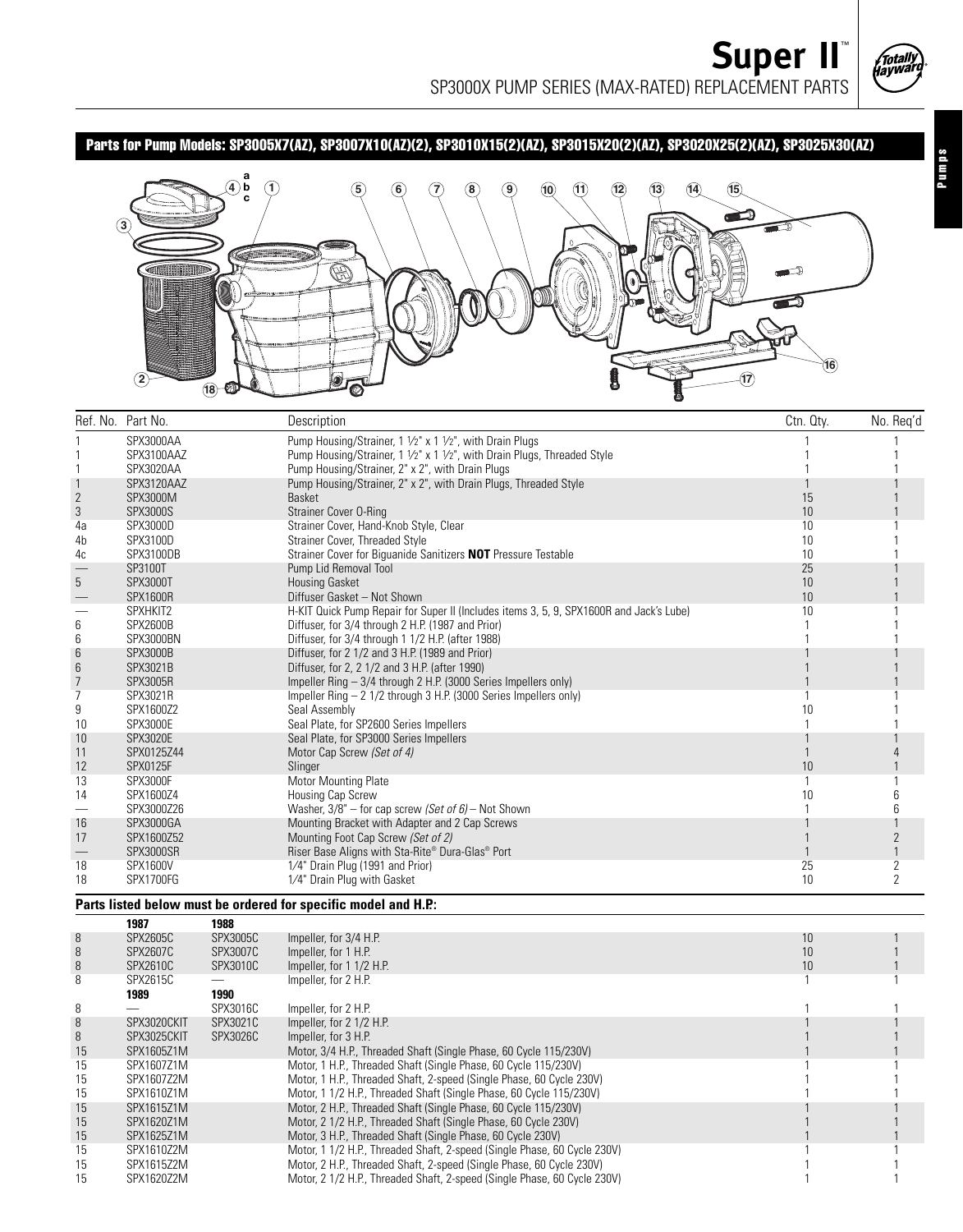# Super II™

SP3000X PUMP SERIES (MAX-RATED) REPLACEMENT PARTS

## Parts for Pump Models: SP3005X7(AZ), SP3007X10(AZ)(2), SP3010X15(2)(AZ), SP3015X20(2)(AZ), SP3020X25(2)(AZ), SP3025X30(AZ)

| Ref. No. | Part No. | Description | Ctn. Qty. | No. Req'd |
|---|---|---|---|---|
| 1 | SPX3000AA | Pump Housing/Strainer, 1 ½" x 1 ½", with Drain Plugs | 1 | 1 |
| 1 | SPX3100AAZ | Pump Housing/Strainer, 1 ½" x 1 ½", with Drain Plugs, Threaded Style | 1 | 1 |
| 1 | SPX3020AA | Pump Housing/Strainer, 2" x 2", with Drain Plugs | 1 | 1 |
| 1 | SPX3120AAZ | Pump Housing/Strainer, 2" x 2", with Drain Plugs, Threaded Style | 1 | 1 |
| 2 | SPX3000M | Basket | 15 | 1 |
| 3 | SPX3000S | Strainer Cover O-Ring | 10 | 1 |
| 4a | SPX3000D | Strainer Cover, Hand-Knob Style, Clear | 10 | 1 |
| 4b | SPX3100D | Strainer Cover, Threaded Style | 10 | 1 |
| 4c | SPX3100DB | Strainer Cover for Biguanide Sanitizers **NOT** Pressure Testable | 10 | 1 |
| — | SP3100T | Pump Lid Removal Tool | 25 | 1 |
| 5 | SPX3000T | Housing Gasket | 10 | 1 |
| — | SPX1600R | Diffuser Gasket – Not Shown | 10 | 1 |
| — | SPXHKIT2 | H-KIT Quick Pump Repair for Super II (Includes items 3, 5, 9, SPX1600R and Jack's Lube) | 10 | 1 |
| 6 | SPX2600B | Diffuser, for 3/4 through 2 H.P. (1987 and Prior) | 1 | 1 |
| 6 | SPX3000BN | Diffuser, for 3/4 through 1 1/2 H.P. (after 1988) | 1 | 1 |
| 6 | SPX3000B | Diffuser, for 2 1/2 and 3 H.P. (1989 and Prior) | 1 | 1 |
| 6 | SPX3021B | Diffuser, for 2, 2 1/2 and 3 H.P. (after 1990) | 1 | 1 |
| 7 | SPX3005R | Impeller Ring – 3/4 through 2 H.P. (3000 Series Impellers only) | 1 | 1 |
| 7 | SPX3021R | Impeller Ring – 2 1/2 through 3 H.P. (3000 Series Impellers only) | 1 | 1 |
| 9 | SPX1600Z2 | Seal Assembly | 10 | 1 |
| 10 | SPX3000E | Seal Plate, for SP2600 Series Impellers | 1 | 1 |
| 10 | SPX3020E | Seal Plate, for SP3000 Series Impellers | 1 | 1 |
| 11 | SPX0125Z44 | Motor Cap Screw *(Set of 4)* | 1 | 4 |
| 12 | SPX0125F | Slinger | 10 | 1 |
| 13 | SPX3000F | Motor Mounting Plate | 1 | 1 |
| 14 | SPX1600Z4 | Housing Cap Screw | 10 | 6 |
| — | SPX3000Z26 | Washer, 3/8" – for cap screw *(Set of 6)* – Not Shown | 1 | 6 |
| 16 | SPX3000GA | Mounting Bracket with Adapter and 2 Cap Screws | 1 | 1 |
| 17 | SPX1600Z52 | Mounting Foot Cap Screw *(Set of 2)* | 1 | 2 |
| — | SPX3000SR | Riser Base Aligns with Sta-Rite® Dura-Glas® Port | 1 | 1 |
| 18 | SPX1600V | 1/4" Drain Plug (1991 and Prior) | 25 | 2 |
| 18 | SPX1700FG | 1/4" Drain Plug with Gasket | 10 | 2 |

### Parts listed below must be ordered for specific model and H.P.:

| Ref. No. | 1987 | 1988 | Description | Ctn. Qty. | No. Req'd |
|---|---|---|---|---|---|
| 8 | SPX2605C | SPX3005C | Impeller, for 3/4 H.P. | 10 | 1 |
| 8 | SPX2607C | SPX3007C | Impeller, for 1 H.P. | 10 | 1 |
| 8 | SPX2610C | SPX3010C | Impeller, for 1 1/2 H.P. | 10 | 1 |
| 8 | SPX2615C | — | Impeller, for 2 H.P. | 1 | 1 |
| | **1989** | **1990** | | | |
| 8 | — | SPX3016C | Impeller, for 2 H.P. | 1 | 1 |
| 8 | SPX3020CKIT | SPX3021C | Impeller, for 2 1/2 H.P. | 1 | 1 |
| 8 | SPX3025CKIT | SPX3026C | Impeller, for 3 H.P. | 1 | 1 |
| 15 | SPX1605Z1M | | Motor, 3/4 H.P., Threaded Shaft (Single Phase, 60 Cycle 115/230V) | 1 | 1 |
| 15 | SPX1607Z1M | | Motor, 1 H.P., Threaded Shaft (Single Phase, 60 Cycle 115/230V) | 1 | 1 |
| 15 | SPX1607Z2M | | Motor, 1 H.P., Threaded Shaft, 2-speed (Single Phase, 60 Cycle 230V) | 1 | 1 |
| 15 | SPX1610Z1M | | Motor, 1 1/2 H.P., Threaded Shaft (Single Phase, 60 Cycle 115/230V) | 1 | 1 |
| 15 | SPX1615Z1M | | Motor, 2 H.P., Threaded Shaft (Single Phase, 60 Cycle 115/230V) | 1 | 1 |
| 15 | SPX1620Z1M | | Motor, 2 1/2 H.P., Threaded Shaft (Single Phase, 60 Cycle 230V) | 1 | 1 |
| 15 | SPX1625Z1M | | Motor, 3 H.P., Threaded Shaft (Single Phase, 60 Cycle 230V) | 1 | 1 |
| 15 | SPX1610Z2M | | Motor, 1 1/2 H.P., Threaded Shaft, 2-speed (Single Phase, 60 Cycle 230V) | 1 | 1 |
| 15 | SPX1615Z2M | | Motor, 2 H.P., Threaded Shaft, 2-speed (Single Phase, 60 Cycle 230V) | 1 | 1 |
| 15 | SPX1620Z2M | | Motor, 2 1/2 H.P., Threaded Shaft, 2-speed (Single Phase, 60 Cycle 230V) | 1 | 1 |